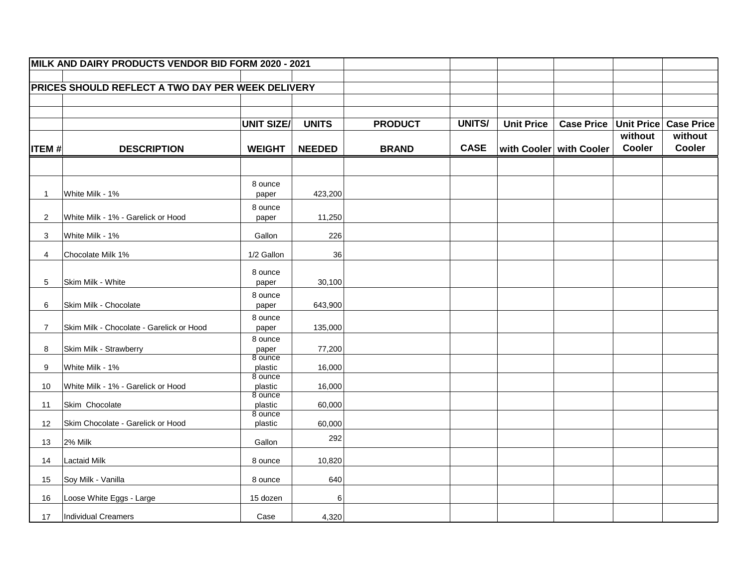**MILK AND DAIRY PRODUCTS VENDOR BID FORM 2020 - 2021**

**PRICES SHOULD REFLECT A TWO DAY PER WEEK DELIVERY**

| ITEM # | DESCRIPTION | UNIT SIZE/ WEIGHT | UNITS NEEDED | PRODUCT BRAND | UNITS/ CASE | Unit Price with Cooler | Case Price with Cooler | Unit Price without Cooler | Case Price without Cooler |
|---|---|---|---|---|---|---|---|---|---|
| 1 | White Milk - 1% | 8 ounce paper | 423,200 | | | | | | |
| 2 | White Milk - 1% - Garelick or Hood | 8 ounce paper | 11,250 | | | | | | |
| 3 | White Milk - 1% | Gallon | 226 | | | | | | |
| 4 | Chocolate Milk 1% | 1/2 Gallon | 36 | | | | | | |
| 5 | Skim Milk - White | 8 ounce paper | 30,100 | | | | | | |
| 6 | Skim Milk - Chocolate | 8 ounce paper | 643,900 | | | | | | |
| 7 | Skim Milk - Chocolate - Garelick or Hood | 8 ounce paper | 135,000 | | | | | | |
| 8 | Skim Milk - Strawberry | 8 ounce paper | 77,200 | | | | | | |
| 9 | White Milk - 1% | 8 ounce plastic | 16,000 | | | | | | |
| 10 | White Milk - 1% - Garelick or Hood | 8 ounce plastic | 16,000 | | | | | | |
| 11 | Skim Chocolate | 8 ounce plastic | 60,000 | | | | | | |
| 12 | Skim Chocolate - Garelick or Hood | 8 ounce plastic | 60,000 | | | | | | |
| 13 | 2% Milk | Gallon | 292 | | | | | | |
| 14 | Lactaid Milk | 8 ounce | 10,820 | | | | | | |
| 15 | Soy Milk - Vanilla | 8 ounce | 640 | | | | | | |
| 16 | Loose White Eggs - Large | 15 dozen | 6 | | | | | | |
| 17 | Individual Creamers | Case | 4,320 | | | | | | |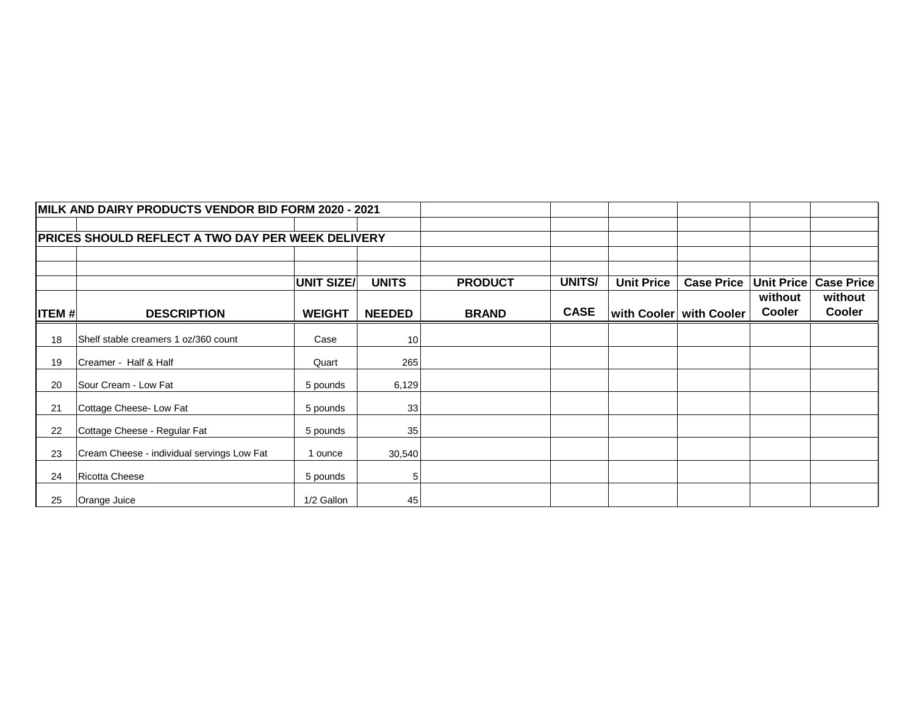| MILK AND DAIRY PRODUCTS VENDOR BID FORM 2020 - 2021 | | | | | | | | | |
|---|---|---|---|---|---|---|---|---|---|
| PRICES SHOULD REFLECT A TWO DAY PER WEEK DELIVERY | | | | | | | | | |
| **ITEM #** | **DESCRIPTION** | **UNIT SIZE/ WEIGHT** | **UNITS NEEDED** | **PRODUCT BRAND** | **UNITS/ CASE** | **Unit Price with Cooler** | **Case Price with Cooler** | **Unit Price without Cooler** | **Case Price without Cooler** |
| 18 | Shelf stable creamers 1 oz/360 count | Case | 10 | | | | | | |
| 19 | Creamer - Half & Half | Quart | 265 | | | | | | |
| 20 | Sour Cream - Low Fat | 5 pounds | 6,129 | | | | | | |
| 21 | Cottage Cheese- Low Fat | 5 pounds | 33 | | | | | | |
| 22 | Cottage Cheese - Regular Fat | 5 pounds | 35 | | | | | | |
| 23 | Cream Cheese - individual servings Low Fat | 1 ounce | 30,540 | | | | | | |
| 24 | Ricotta Cheese | 5 pounds | 5 | | | | | | |
| 25 | Orange Juice | 1/2 Gallon | 45 | | | | | | |